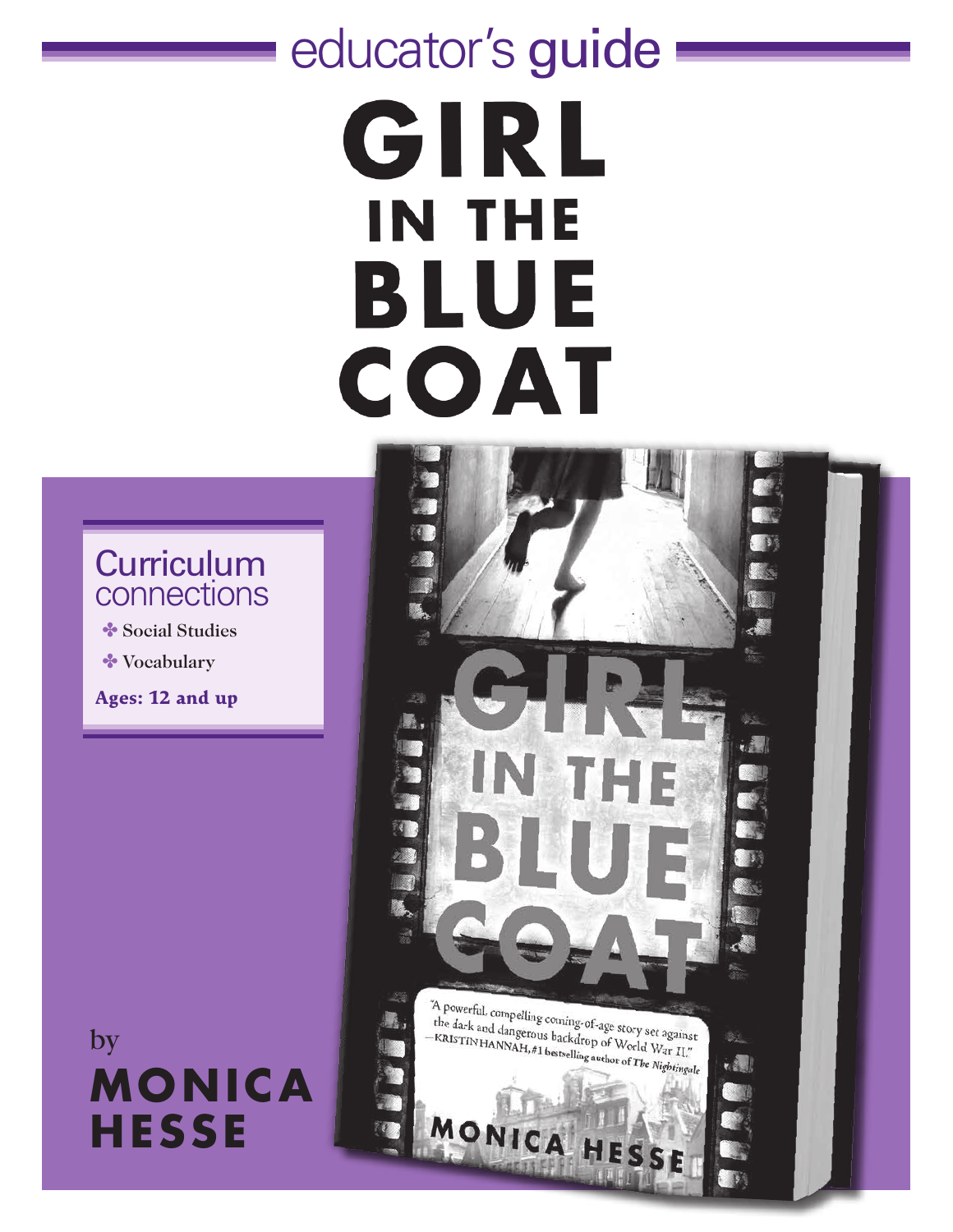educator's guide

# GIRL IN THE BLUE COAT

## Curriculum connections

- Social Studies
- Vocabulary

**Ages: 12 and up**

by

**MONICA HESSE**

"A powerful, compelling coming-of-age story set against the dark and dangerous backdrop of World War II."
—KRISTIN HANNAH, #1 bestselling author of *The Nightingale*

MONICA HESSE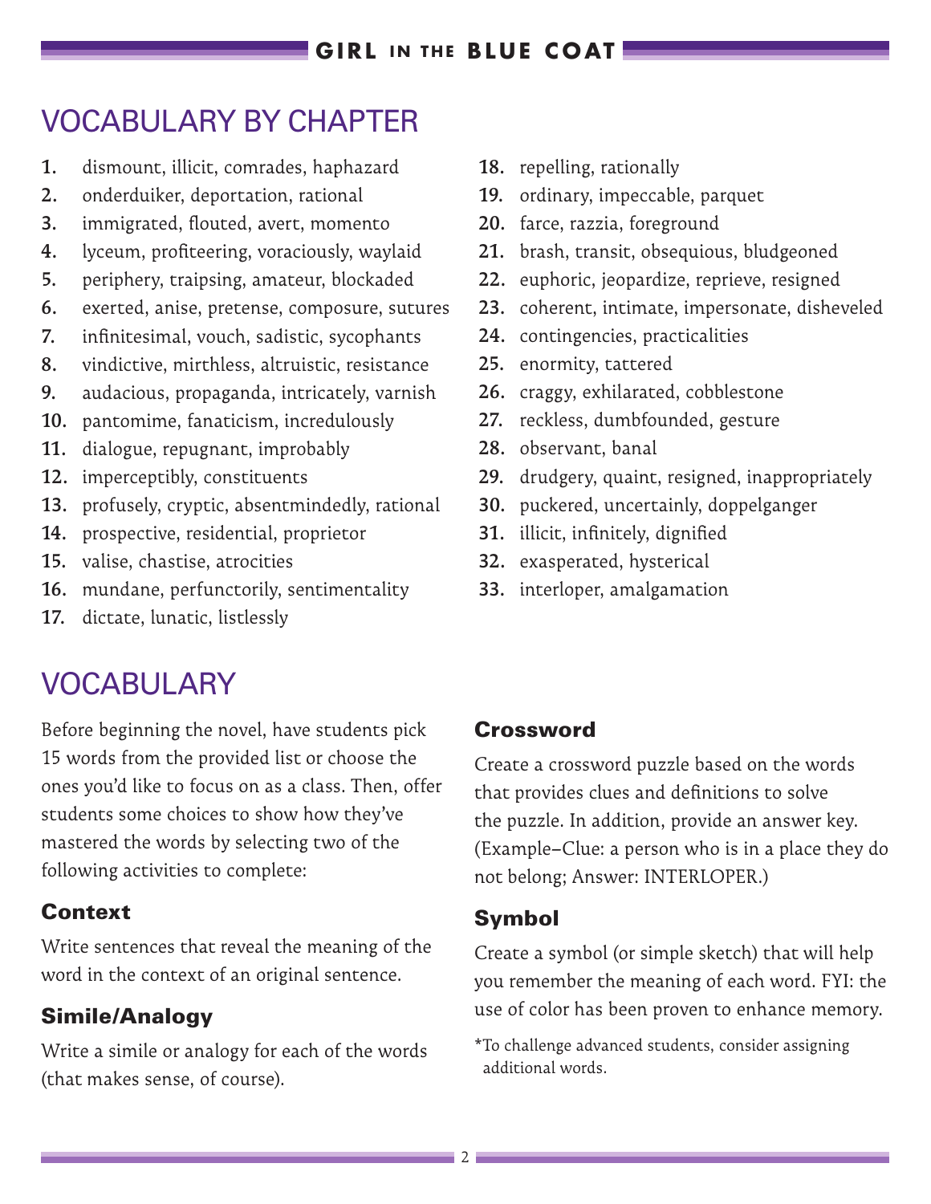## VOCABULARY BY CHAPTER

1. dismount, illicit, comrades, haphazard
2. onderduiker, deportation, rational
3. immigrated, flouted, avert, momento
4. lyceum, profiteering, voraciously, waylaid
5. periphery, traipsing, amateur, blockaded
6. exerted, anise, pretense, composure, sutures
7. infinitesimal, vouch, sadistic, sycophants
8. vindictive, mirthless, altruistic, resistance
9. audacious, propaganda, intricately, varnish
10. pantomime, fanaticism, incredulously
11. dialogue, repugnant, improbably
12. imperceptibly, constituents
13. profusely, cryptic, absentmindedly, rational
14. prospective, residential, proprietor
15. valise, chastise, atrocities
16. mundane, perfunctorily, sentimentality
17. dictate, lunatic, listlessly
18. repelling, rationally
19. ordinary, impeccable, parquet
20. farce, razzia, foreground
21. brash, transit, obsequious, bludgeoned
22. euphoric, jeopardize, reprieve, resigned
23. coherent, intimate, impersonate, disheveled
24. contingencies, practicalities
25. enormity, tattered
26. craggy, exhilarated, cobblestone
27. reckless, dumbfounded, gesture
28. observant, banal
29. drudgery, quaint, resigned, inappropriately
30. puckered, uncertainly, doppelganger
31. illicit, infinitely, dignified
32. exasperated, hysterical
33. interloper, amalgamation

## VOCABULARY

Before beginning the novel, have students pick 15 words from the provided list or choose the ones you'd like to focus on as a class. Then, offer students some choices to show how they've mastered the words by selecting two of the following activities to complete:

### Context

Write sentences that reveal the meaning of the word in the context of an original sentence.

### Simile/Analogy

Write a simile or analogy for each of the words (that makes sense, of course).

### Crossword

Create a crossword puzzle based on the words that provides clues and definitions to solve the puzzle. In addition, provide an answer key. (Example–Clue: a person who is in a place they do not belong; Answer: INTERLOPER.)

### Symbol

Create a symbol (or simple sketch) that will help you remember the meaning of each word. FYI: the use of color has been proven to enhance memory.

*To challenge advanced students, consider assigning additional words.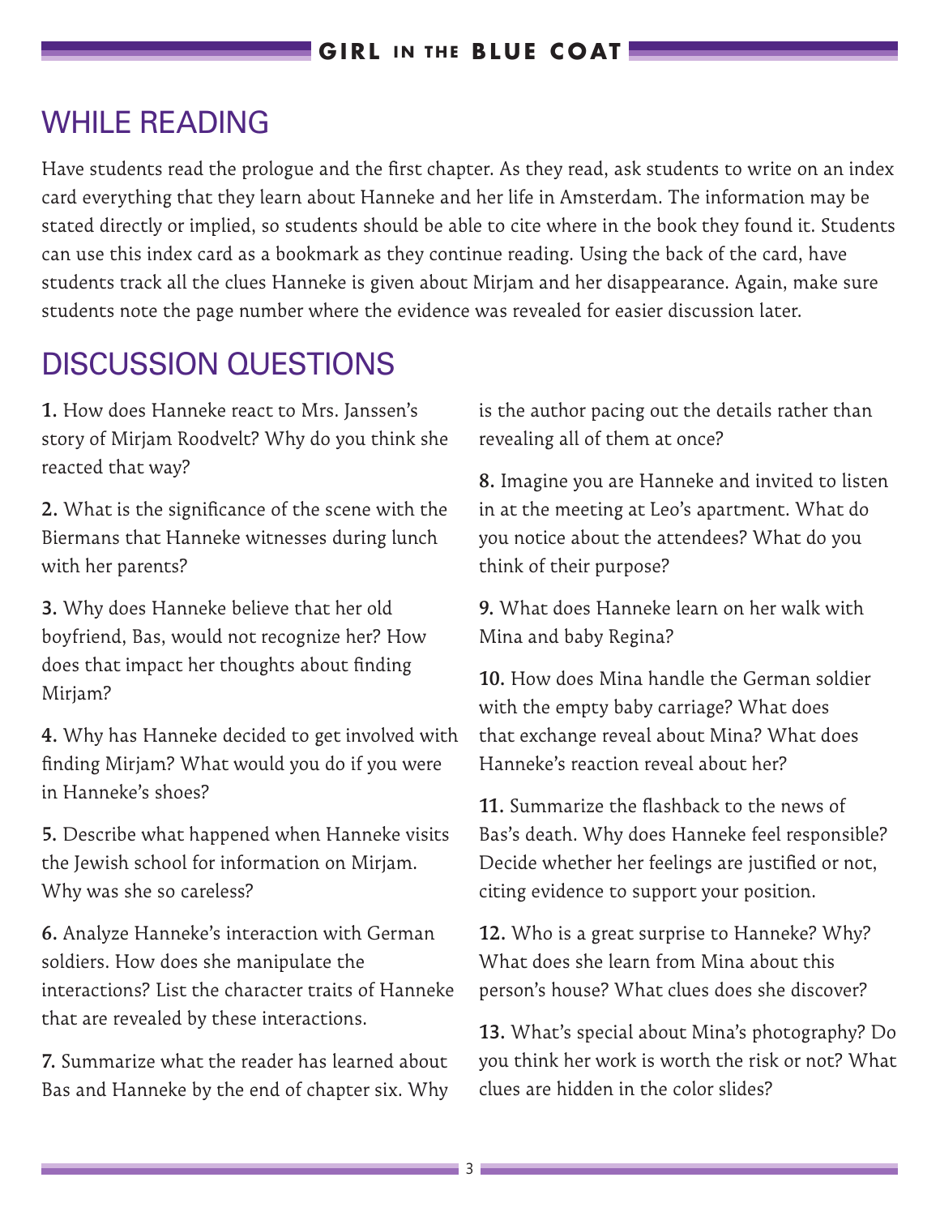## WHILE READING

Have students read the prologue and the first chapter. As they read, ask students to write on an index card everything that they learn about Hanneke and her life in Amsterdam. The information may be stated directly or implied, so students should be able to cite where in the book they found it. Students can use this index card as a bookmark as they continue reading. Using the back of the card, have students track all the clues Hanneke is given about Mirjam and her disappearance. Again, make sure students note the page number where the evidence was revealed for easier discussion later.

## DISCUSSION QUESTIONS

**1.** How does Hanneke react to Mrs. Janssen's story of Mirjam Roodvelt? Why do you think she reacted that way?

**2.** What is the significance of the scene with the Biermans that Hanneke witnesses during lunch with her parents?

**3.** Why does Hanneke believe that her old boyfriend, Bas, would not recognize her? How does that impact her thoughts about finding Mirjam?

**4.** Why has Hanneke decided to get involved with finding Mirjam? What would you do if you were in Hanneke's shoes?

**5.** Describe what happened when Hanneke visits the Jewish school for information on Mirjam. Why was she so careless?

**6.** Analyze Hanneke's interaction with German soldiers. How does she manipulate the interactions? List the character traits of Hanneke that are revealed by these interactions.

**7.** Summarize what the reader has learned about Bas and Hanneke by the end of chapter six. Why is the author pacing out the details rather than revealing all of them at once?

**8.** Imagine you are Hanneke and invited to listen in at the meeting at Leo's apartment. What do you notice about the attendees? What do you think of their purpose?

**9.** What does Hanneke learn on her walk with Mina and baby Regina?

**10.** How does Mina handle the German soldier with the empty baby carriage? What does that exchange reveal about Mina? What does Hanneke's reaction reveal about her?

**11.** Summarize the flashback to the news of Bas's death. Why does Hanneke feel responsible? Decide whether her feelings are justified or not, citing evidence to support your position.

**12.** Who is a great surprise to Hanneke? Why? What does she learn from Mina about this person's house? What clues does she discover?

**13.** What's special about Mina's photography? Do you think her work is worth the risk or not? What clues are hidden in the color slides?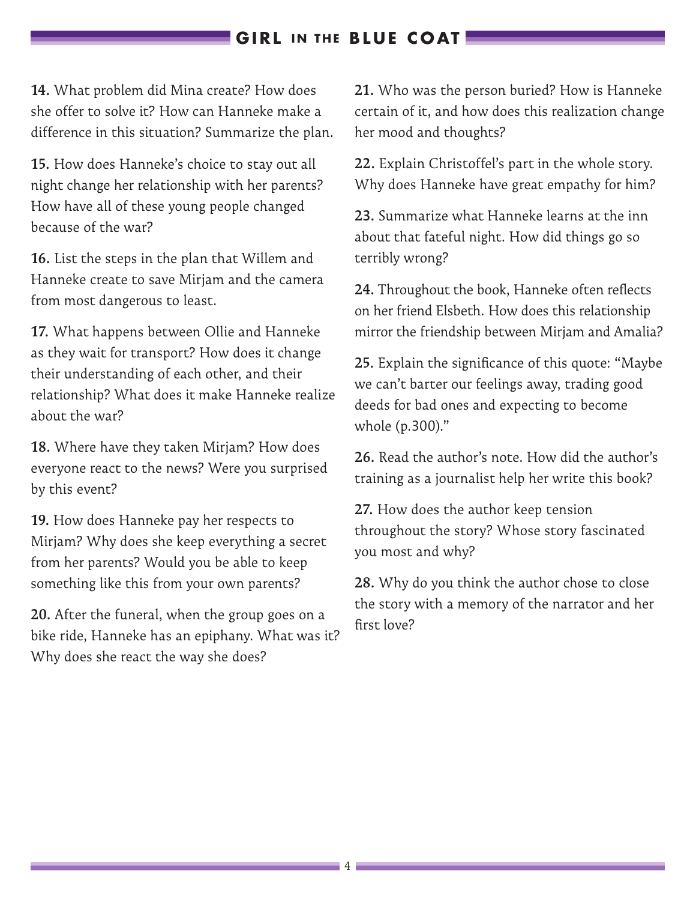**14.** What problem did Mina create? How does she offer to solve it? How can Hanneke make a difference in this situation? Summarize the plan.

**15.** How does Hanneke's choice to stay out all night change her relationship with her parents? How have all of these young people changed because of the war?

**16.** List the steps in the plan that Willem and Hanneke create to save Mirjam and the camera from most dangerous to least.

**17.** What happens between Ollie and Hanneke as they wait for transport? How does it change their understanding of each other, and their relationship? What does it make Hanneke realize about the war?

**18.** Where have they taken Mirjam? How does everyone react to the news? Were you surprised by this event?

**19.** How does Hanneke pay her respects to Mirjam? Why does she keep everything a secret from her parents? Would you be able to keep something like this from your own parents?

**20.** After the funeral, when the group goes on a bike ride, Hanneke has an epiphany. What was it? Why does she react the way she does?

**21.** Who was the person buried? How is Hanneke certain of it, and how does this realization change her mood and thoughts?

**22.** Explain Christoffel's part in the whole story. Why does Hanneke have great empathy for him?

**23.** Summarize what Hanneke learns at the inn about that fateful night. How did things go so terribly wrong?

**24.** Throughout the book, Hanneke often reflects on her friend Elsbeth. How does this relationship mirror the friendship between Mirjam and Amalia?

**25.** Explain the significance of this quote: "Maybe we can't barter our feelings away, trading good deeds for bad ones and expecting to become whole (p.300)."

**26.** Read the author's note. How did the author's training as a journalist help her write this book?

**27.** How does the author keep tension throughout the story? Whose story fascinated you most and why?

**28.** Why do you think the author chose to close the story with a memory of the narrator and her first love?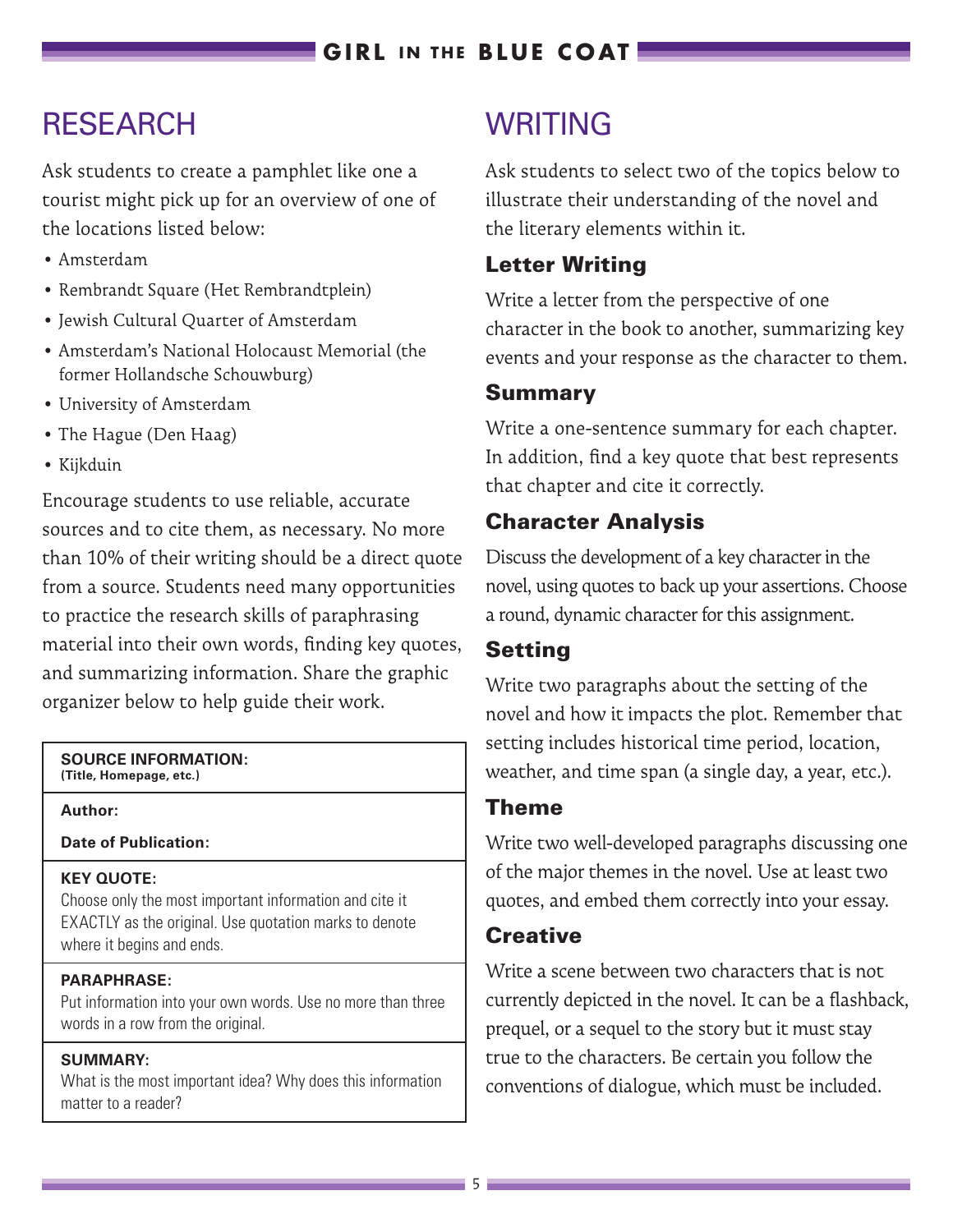## RESEARCH

Ask students to create a pamphlet like one a tourist might pick up for an overview of one of the locations listed below:

- Amsterdam
- Rembrandt Square (Het Rembrandtplein)
- Jewish Cultural Quarter of Amsterdam
- Amsterdam's National Holocaust Memorial (the former Hollandsche Schouwburg)
- University of Amsterdam
- The Hague (Den Haag)
- Kijkduin

Encourage students to use reliable, accurate sources and to cite them, as necessary. No more than 10% of their writing should be a direct quote from a source. Students need many opportunities to practice the research skills of paraphrasing material into their own words, finding key quotes, and summarizing information. Share the graphic organizer below to help guide their work.

| **SOURCE INFORMATION:** **(Title, Homepage, etc.)** |
|---|
| **Author:** <br> **Date of Publication:** |
| **KEY QUOTE:** Choose only the most important information and cite it EXACTLY as the original. Use quotation marks to denote where it begins and ends. |
| **PARAPHRASE:** Put information into your own words. Use no more than three words in a row from the original. |
| **SUMMARY:** What is the most important idea? Why does this information matter to a reader? |

## WRITING

Ask students to select two of the topics below to illustrate their understanding of the novel and the literary elements within it.

### Letter Writing

Write a letter from the perspective of one character in the book to another, summarizing key events and your response as the character to them.

### Summary

Write a one-sentence summary for each chapter. In addition, find a key quote that best represents that chapter and cite it correctly.

### Character Analysis

Discuss the development of a key character in the novel, using quotes to back up your assertions. Choose a round, dynamic character for this assignment.

### Setting

Write two paragraphs about the setting of the novel and how it impacts the plot. Remember that setting includes historical time period, location, weather, and time span (a single day, a year, etc.).

### Theme

Write two well-developed paragraphs discussing one of the major themes in the novel. Use at least two quotes, and embed them correctly into your essay.

### Creative

Write a scene between two characters that is not currently depicted in the novel. It can be a flashback, prequel, or a sequel to the story but it must stay true to the characters. Be certain you follow the conventions of dialogue, which must be included.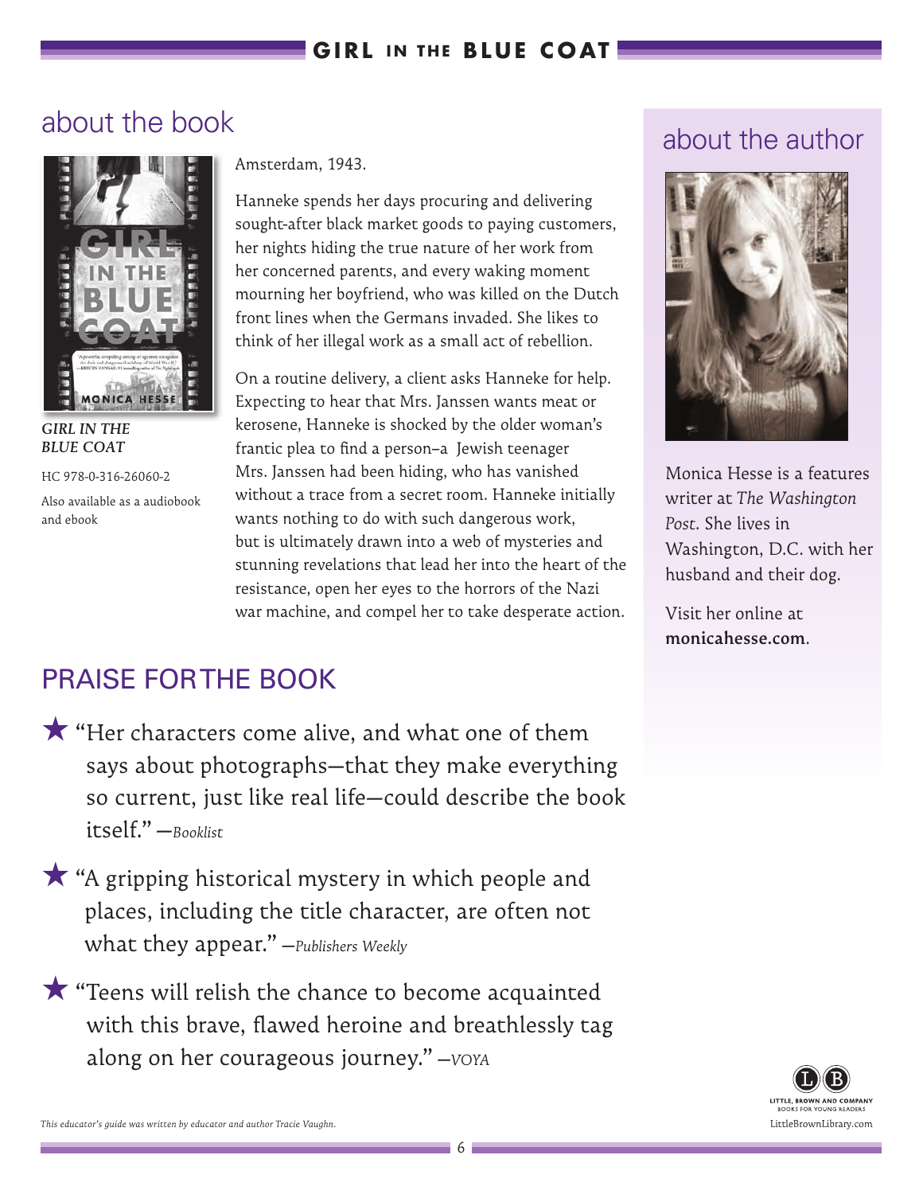## about the book

***GIRL IN THE BLUE COAT***

HC 978-0-316-26060-2

Also available as a audiobook and ebook

Amsterdam, 1943.

Hanneke spends her days procuring and delivering sought-after black market goods to paying customers, her nights hiding the true nature of her work from her concerned parents, and every waking moment mourning her boyfriend, who was killed on the Dutch front lines when the Germans invaded. She likes to think of her illegal work as a small act of rebellion.

On a routine delivery, a client asks Hanneke for help. Expecting to hear that Mrs. Janssen wants meat or kerosene, Hanneke is shocked by the older woman's frantic plea to find a person–a Jewish teenager Mrs. Janssen had been hiding, who has vanished without a trace from a secret room. Hanneke initially wants nothing to do with such dangerous work, but is ultimately drawn into a web of mysteries and stunning revelations that lead her into the heart of the resistance, open her eyes to the horrors of the Nazi war machine, and compel her to take desperate action.

## about the author

Monica Hesse is a features writer at *The Washington Post*. She lives in Washington, D.C. with her husband and their dog.

Visit her online at **monicahesse.com**.

## PRAISE FOR THE BOOK

★ "Her characters come alive, and what one of them says about photographs—that they make everything so current, just like real life—could describe the book itself." —*Booklist*

★ "A gripping historical mystery in which people and places, including the title character, are often not what they appear." —*Publishers Weekly*

★ "Teens will relish the chance to become acquainted with this brave, flawed heroine and breathlessly tag along on her courageous journey." —*VOYA*

*This educator's guide was written by educator and author Tracie Vaughn.*

LITTLE, BROWN AND COMPANY
BOOKS FOR YOUNG READERS
LittleBrownLibrary.com